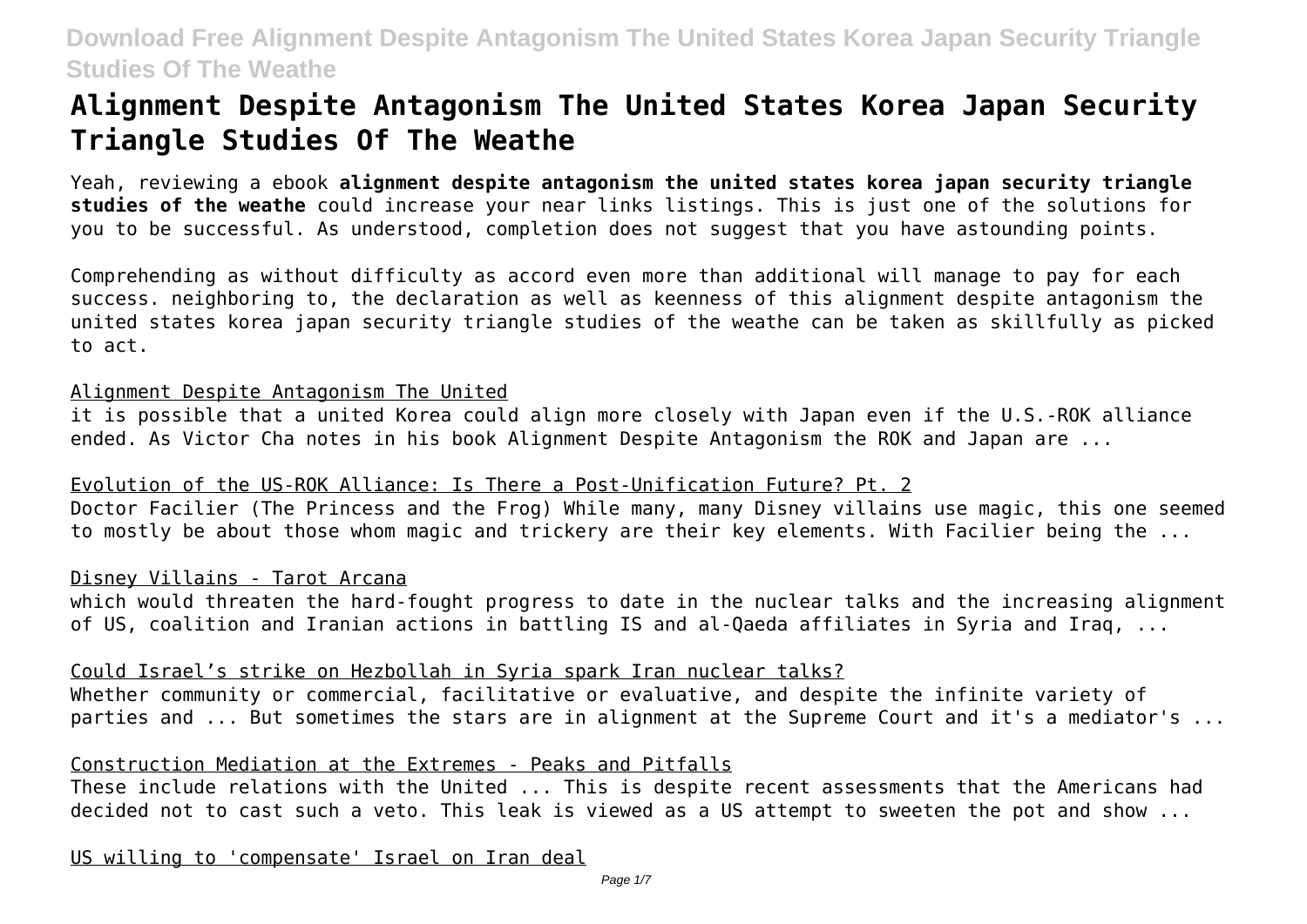# Alignment Despite Antagonism The United States Korea Japan Security Triangle Studies Of The Weathe

Yeah, reviewing a ebook **alignment despite antagonism the united states korea japan security triangle studies of the weathe** could increase your near links listings. This is just one of the solutions for you to be successful. As understood, completion does not suggest that you have astounding points.

Comprehending as without difficulty as accord even more than additional will manage to pay for each success. neighboring to, the declaration as well as keenness of this alignment despite antagonism the united states korea japan security triangle studies of the weathe can be taken as skillfully as picked to act.

Alignment Despite Antagonism The United

it is possible that a united Korea could align more closely with Japan even if the U.S.-ROK alliance ended. As Victor Cha notes in his book Alignment Despite Antagonism the ROK and Japan are ...

Evolution of the US-ROK Alliance: Is There a Post-Unification Future? Pt. 2

Doctor Facilier (The Princess and the Frog) While many, many Disney villains use magic, this one seemed to mostly be about those whom magic and trickery are their key elements. With Facilier being the ...

Disney Villains - Tarot Arcana

which would threaten the hard-fought progress to date in the nuclear talks and the increasing alignment of US, coalition and Iranian actions in battling IS and al-Qaeda affiliates in Syria and Iraq, ...

Could Israel's strike on Hezbollah in Syria spark Iran nuclear talks?

Whether community or commercial, facilitative or evaluative, and despite the infinite variety of parties and ... But sometimes the stars are in alignment at the Supreme Court and it's a mediator's ...

Construction Mediation at the Extremes - Peaks and Pitfalls

These include relations with the United ... This is despite recent assessments that the Americans had decided not to cast such a veto. This leak is viewed as a US attempt to sweeten the pot and show ...

US willing to 'compensate' Israel on Iran deal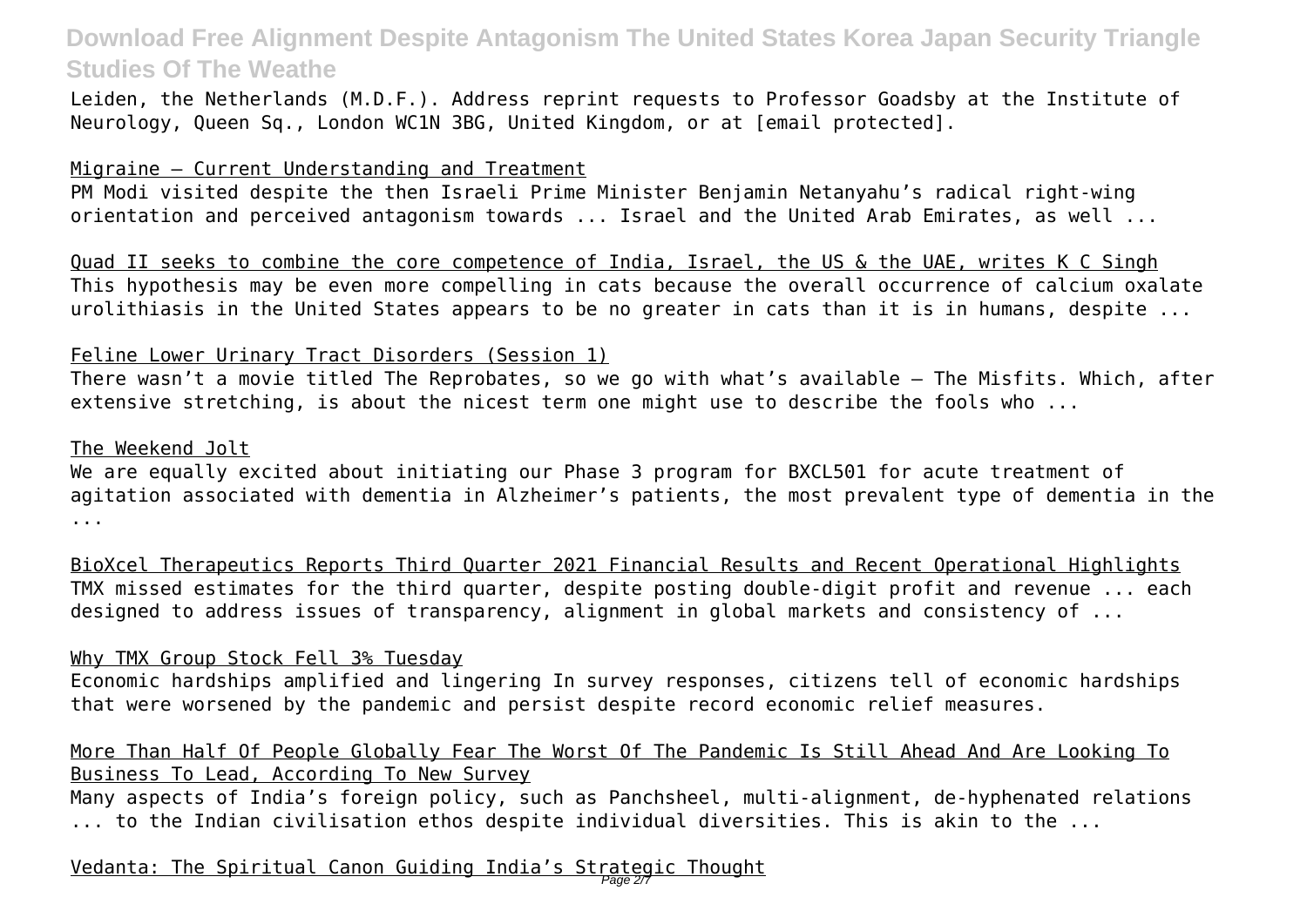Leiden, the Netherlands (M.D.F.). Address reprint requests to Professor Goadsby at the Institute of Neurology, Queen Sq., London WC1N 3BG, United Kingdom, or at [email protected].

Migraine — Current Understanding and Treatment

PM Modi visited despite the then Israeli Prime Minister Benjamin Netanyahu's radical right-wing orientation and perceived antagonism towards ... Israel and the United Arab Emirates, as well ...

Quad II seeks to combine the core competence of India, Israel, the US & the UAE, writes K C Singh

This hypothesis may be even more compelling in cats because the overall occurrence of calcium oxalate urolithiasis in the United States appears to be no greater in cats than it is in humans, despite ...

Feline Lower Urinary Tract Disorders (Session 1)

There wasn't a movie titled The Reprobates, so we go with what's available — The Misfits. Which, after extensive stretching, is about the nicest term one might use to describe the fools who ...

The Weekend Jolt

We are equally excited about initiating our Phase 3 program for BXCL501 for acute treatment of agitation associated with dementia in Alzheimer's patients, the most prevalent type of dementia in the ...

BioXcel Therapeutics Reports Third Quarter 2021 Financial Results and Recent Operational Highlights

TMX missed estimates for the third quarter, despite posting double-digit profit and revenue ... each designed to address issues of transparency, alignment in global markets and consistency of ...

Why TMX Group Stock Fell 3% Tuesday

Economic hardships amplified and lingering In survey responses, citizens tell of economic hardships that were worsened by the pandemic and persist despite record economic relief measures.

More Than Half Of People Globally Fear The Worst Of The Pandemic Is Still Ahead And Are Looking To Business To Lead, According To New Survey

Many aspects of India's foreign policy, such as Panchsheel, multi-alignment, de-hyphenated relations ... to the Indian civilisation ethos despite individual diversities. This is akin to the ...

Vedanta: The Spiritual Canon Guiding India's Strategic Thought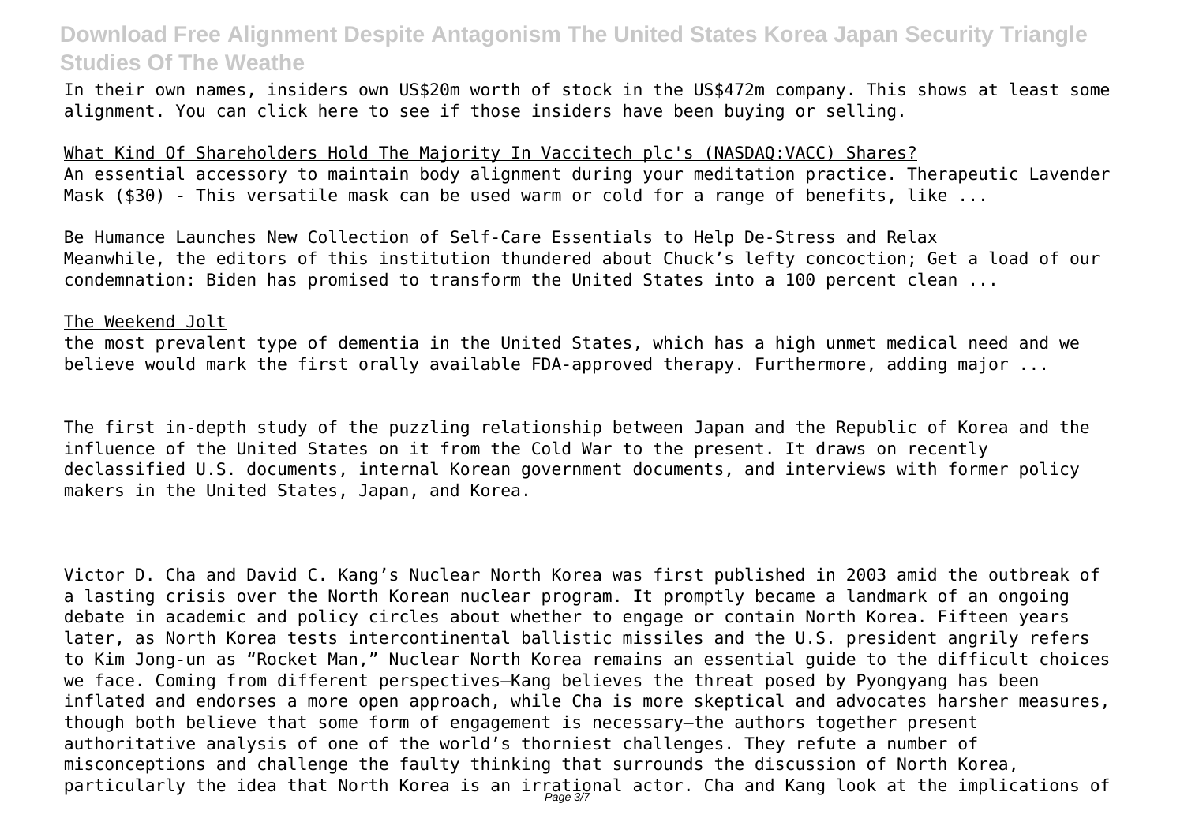In their own names, insiders own US$20m worth of stock in the US$472m company. This shows at least some alignment. You can click here to see if those insiders have been buying or selling.

What Kind Of Shareholders Hold The Majority In Vaccitech plc's (NASDAQ:VACC) Shares?

An essential accessory to maintain body alignment during your meditation practice. Therapeutic Lavender Mask ($30) - This versatile mask can be used warm or cold for a range of benefits, like ...

Be Humance Launches New Collection of Self-Care Essentials to Help De-Stress and Relax

Meanwhile, the editors of this institution thundered about Chuck's lefty concoction; Get a load of our condemnation: Biden has promised to transform the United States into a 100 percent clean ...

The Weekend Jolt

the most prevalent type of dementia in the United States, which has a high unmet medical need and we believe would mark the first orally available FDA-approved therapy. Furthermore, adding major ...

The first in-depth study of the puzzling relationship between Japan and the Republic of Korea and the influence of the United States on it from the Cold War to the present. It draws on recently declassified U.S. documents, internal Korean government documents, and interviews with former policy makers in the United States, Japan, and Korea.

Victor D. Cha and David C. Kang's Nuclear North Korea was first published in 2003 amid the outbreak of a lasting crisis over the North Korean nuclear program. It promptly became a landmark of an ongoing debate in academic and policy circles about whether to engage or contain North Korea. Fifteen years later, as North Korea tests intercontinental ballistic missiles and the U.S. president angrily refers to Kim Jong-un as "Rocket Man," Nuclear North Korea remains an essential guide to the difficult choices we face. Coming from different perspectives—Kang believes the threat posed by Pyongyang has been inflated and endorses a more open approach, while Cha is more skeptical and advocates harsher measures, though both believe that some form of engagement is necessary—the authors together present authoritative analysis of one of the world's thorniest challenges. They refute a number of misconceptions and challenge the faulty thinking that surrounds the discussion of North Korea, particularly the idea that North Korea is an irrational actor. Cha and Kang look at the implications of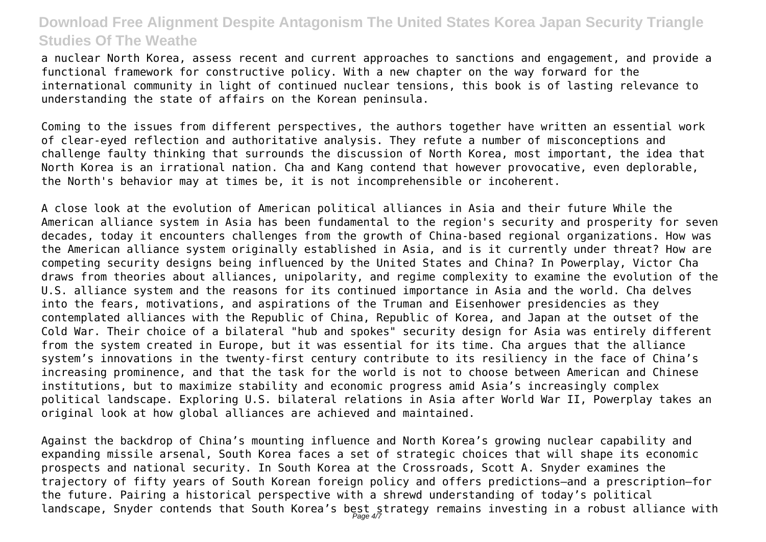a nuclear North Korea, assess recent and current approaches to sanctions and engagement, and provide a functional framework for constructive policy. With a new chapter on the way forward for the international community in light of continued nuclear tensions, this book is of lasting relevance to understanding the state of affairs on the Korean peninsula.

Coming to the issues from different perspectives, the authors together have written an essential work of clear-eyed reflection and authoritative analysis. They refute a number of misconceptions and challenge faulty thinking that surrounds the discussion of North Korea, most important, the idea that North Korea is an irrational nation. Cha and Kang contend that however provocative, even deplorable, the North's behavior may at times be, it is not incomprehensible or incoherent.

A close look at the evolution of American political alliances in Asia and their future While the American alliance system in Asia has been fundamental to the region's security and prosperity for seven decades, today it encounters challenges from the growth of China-based regional organizations. How was the American alliance system originally established in Asia, and is it currently under threat? How are competing security designs being influenced by the United States and China? In Powerplay, Victor Cha draws from theories about alliances, unipolarity, and regime complexity to examine the evolution of the U.S. alliance system and the reasons for its continued importance in Asia and the world. Cha delves into the fears, motivations, and aspirations of the Truman and Eisenhower presidencies as they contemplated alliances with the Republic of China, Republic of Korea, and Japan at the outset of the Cold War. Their choice of a bilateral "hub and spokes" security design for Asia was entirely different from the system created in Europe, but it was essential for its time. Cha argues that the alliance system's innovations in the twenty-first century contribute to its resiliency in the face of China's increasing prominence, and that the task for the world is not to choose between American and Chinese institutions, but to maximize stability and economic progress amid Asia's increasingly complex political landscape. Exploring U.S. bilateral relations in Asia after World War II, Powerplay takes an original look at how global alliances are achieved and maintained.

Against the backdrop of China's mounting influence and North Korea's growing nuclear capability and expanding missile arsenal, South Korea faces a set of strategic choices that will shape its economic prospects and national security. In South Korea at the Crossroads, Scott A. Snyder examines the trajectory of fifty years of South Korean foreign policy and offers predictions—and a prescription—for the future. Pairing a historical perspective with a shrewd understanding of today's political landscape, Snyder contends that South Korea's best strategy remains investing in a robust alliance with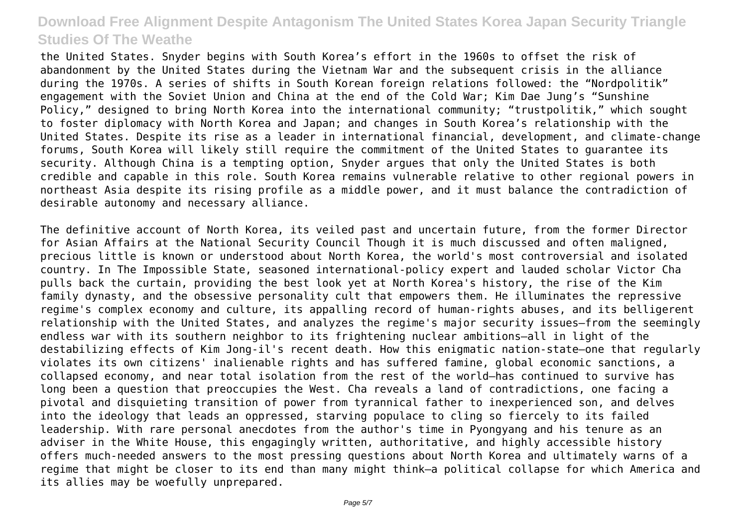the United States. Snyder begins with South Korea's effort in the 1960s to offset the risk of abandonment by the United States during the Vietnam War and the subsequent crisis in the alliance during the 1970s. A series of shifts in South Korean foreign relations followed: the "Nordpolitik" engagement with the Soviet Union and China at the end of the Cold War; Kim Dae Jung's "Sunshine Policy," designed to bring North Korea into the international community; "trustpolitik," which sought to foster diplomacy with North Korea and Japan; and changes in South Korea's relationship with the United States. Despite its rise as a leader in international financial, development, and climate-change forums, South Korea will likely still require the commitment of the United States to guarantee its security. Although China is a tempting option, Snyder argues that only the United States is both credible and capable in this role. South Korea remains vulnerable relative to other regional powers in northeast Asia despite its rising profile as a middle power, and it must balance the contradiction of desirable autonomy and necessary alliance.

The definitive account of North Korea, its veiled past and uncertain future, from the former Director for Asian Affairs at the National Security Council Though it is much discussed and often maligned, precious little is known or understood about North Korea, the world's most controversial and isolated country. In The Impossible State, seasoned international-policy expert and lauded scholar Victor Cha pulls back the curtain, providing the best look yet at North Korea's history, the rise of the Kim family dynasty, and the obsessive personality cult that empowers them. He illuminates the repressive regime's complex economy and culture, its appalling record of human-rights abuses, and its belligerent relationship with the United States, and analyzes the regime's major security issues—from the seemingly endless war with its southern neighbor to its frightening nuclear ambitions—all in light of the destabilizing effects of Kim Jong-il's recent death. How this enigmatic nation-state—one that regularly violates its own citizens' inalienable rights and has suffered famine, global economic sanctions, a collapsed economy, and near total isolation from the rest of the world—has continued to survive has long been a question that preoccupies the West. Cha reveals a land of contradictions, one facing a pivotal and disquieting transition of power from tyrannical father to inexperienced son, and delves into the ideology that leads an oppressed, starving populace to cling so fiercely to its failed leadership. With rare personal anecdotes from the author's time in Pyongyang and his tenure as an adviser in the White House, this engagingly written, authoritative, and highly accessible history offers much-needed answers to the most pressing questions about North Korea and ultimately warns of a regime that might be closer to its end than many might think—a political collapse for which America and its allies may be woefully unprepared.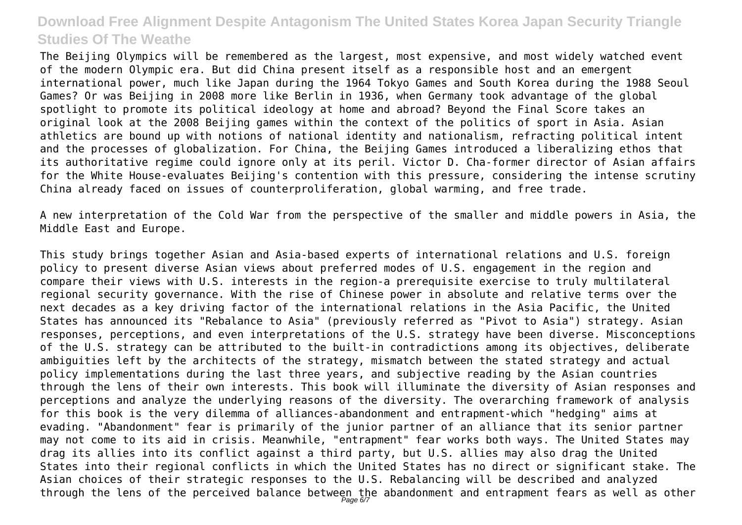The Beijing Olympics will be remembered as the largest, most expensive, and most widely watched event of the modern Olympic era. But did China present itself as a responsible host and an emergent international power, much like Japan during the 1964 Tokyo Games and South Korea during the 1988 Seoul Games? Or was Beijing in 2008 more like Berlin in 1936, when Germany took advantage of the global spotlight to promote its political ideology at home and abroad? Beyond the Final Score takes an original look at the 2008 Beijing games within the context of the politics of sport in Asia. Asian athletics are bound up with notions of national identity and nationalism, refracting political intent and the processes of globalization. For China, the Beijing Games introduced a liberalizing ethos that its authoritative regime could ignore only at its peril. Victor D. Cha-former director of Asian affairs for the White House-evaluates Beijing's contention with this pressure, considering the intense scrutiny China already faced on issues of counterproliferation, global warming, and free trade.

A new interpretation of the Cold War from the perspective of the smaller and middle powers in Asia, the Middle East and Europe.

This study brings together Asian and Asia-based experts of international relations and U.S. foreign policy to present diverse Asian views about preferred modes of U.S. engagement in the region and compare their views with U.S. interests in the region-a prerequisite exercise to truly multilateral regional security governance. With the rise of Chinese power in absolute and relative terms over the next decades as a key driving factor of the international relations in the Asia Pacific, the United States has announced its "Rebalance to Asia" (previously referred as "Pivot to Asia") strategy. Asian responses, perceptions, and even interpretations of the U.S. strategy have been diverse. Misconceptions of the U.S. strategy can be attributed to the built-in contradictions among its objectives, deliberate ambiguities left by the architects of the strategy, mismatch between the stated strategy and actual policy implementations during the last three years, and subjective reading by the Asian countries through the lens of their own interests. This book will illuminate the diversity of Asian responses and perceptions and analyze the underlying reasons of the diversity. The overarching framework of analysis for this book is the very dilemma of alliances-abandonment and entrapment-which "hedging" aims at evading. "Abandonment" fear is primarily of the junior partner of an alliance that its senior partner may not come to its aid in crisis. Meanwhile, "entrapment" fear works both ways. The United States may drag its allies into its conflict against a third party, but U.S. allies may also drag the United States into their regional conflicts in which the United States has no direct or significant stake. The Asian choices of their strategic responses to the U.S. Rebalancing will be described and analyzed through the lens of the perceived balance between the abandonment and entrapment fears as well as other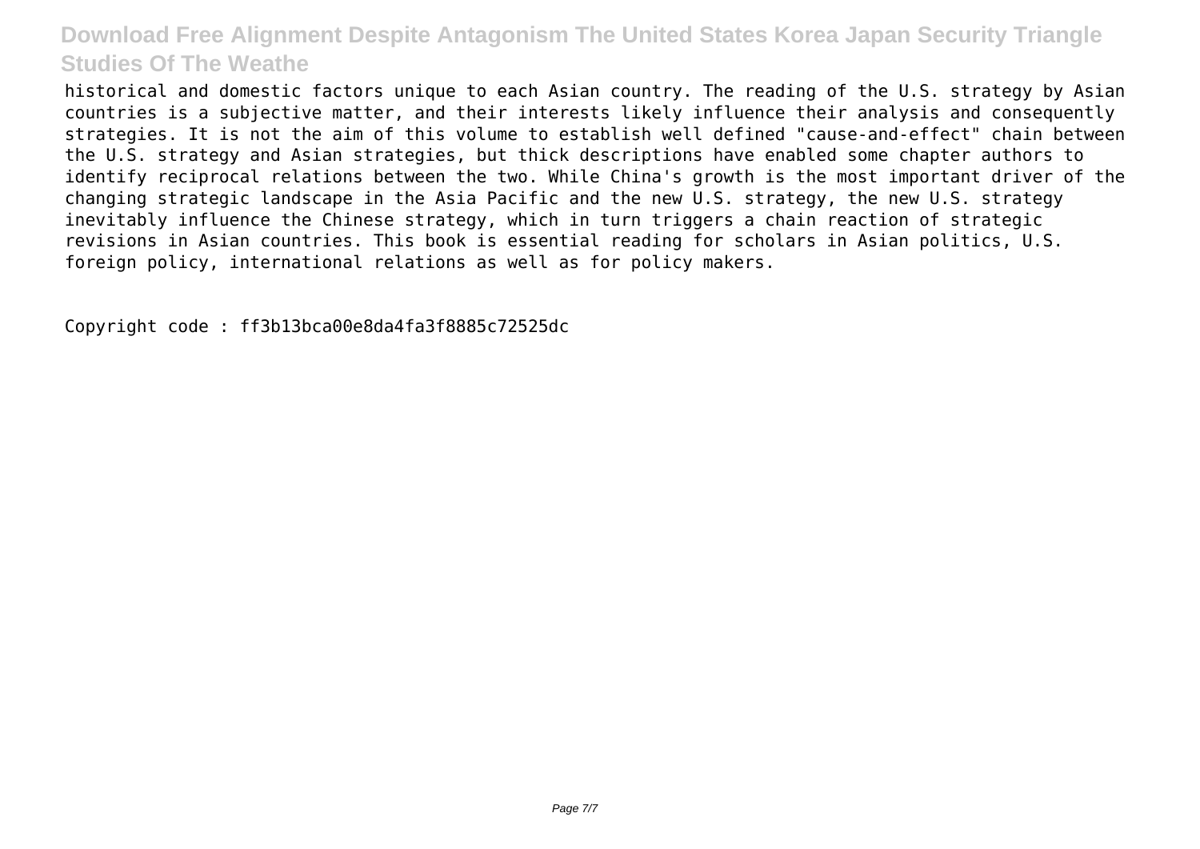historical and domestic factors unique to each Asian country. The reading of the U.S. strategy by Asian countries is a subjective matter, and their interests likely influence their analysis and consequently strategies. It is not the aim of this volume to establish well defined "cause-and-effect" chain between the U.S. strategy and Asian strategies, but thick descriptions have enabled some chapter authors to identify reciprocal relations between the two. While China's growth is the most important driver of the changing strategic landscape in the Asia Pacific and the new U.S. strategy, the new U.S. strategy inevitably influence the Chinese strategy, which in turn triggers a chain reaction of strategic revisions in Asian countries. This book is essential reading for scholars in Asian politics, U.S. foreign policy, international relations as well as for policy makers.

Copyright code : ff3b13bca00e8da4fa3f8885c72525dc